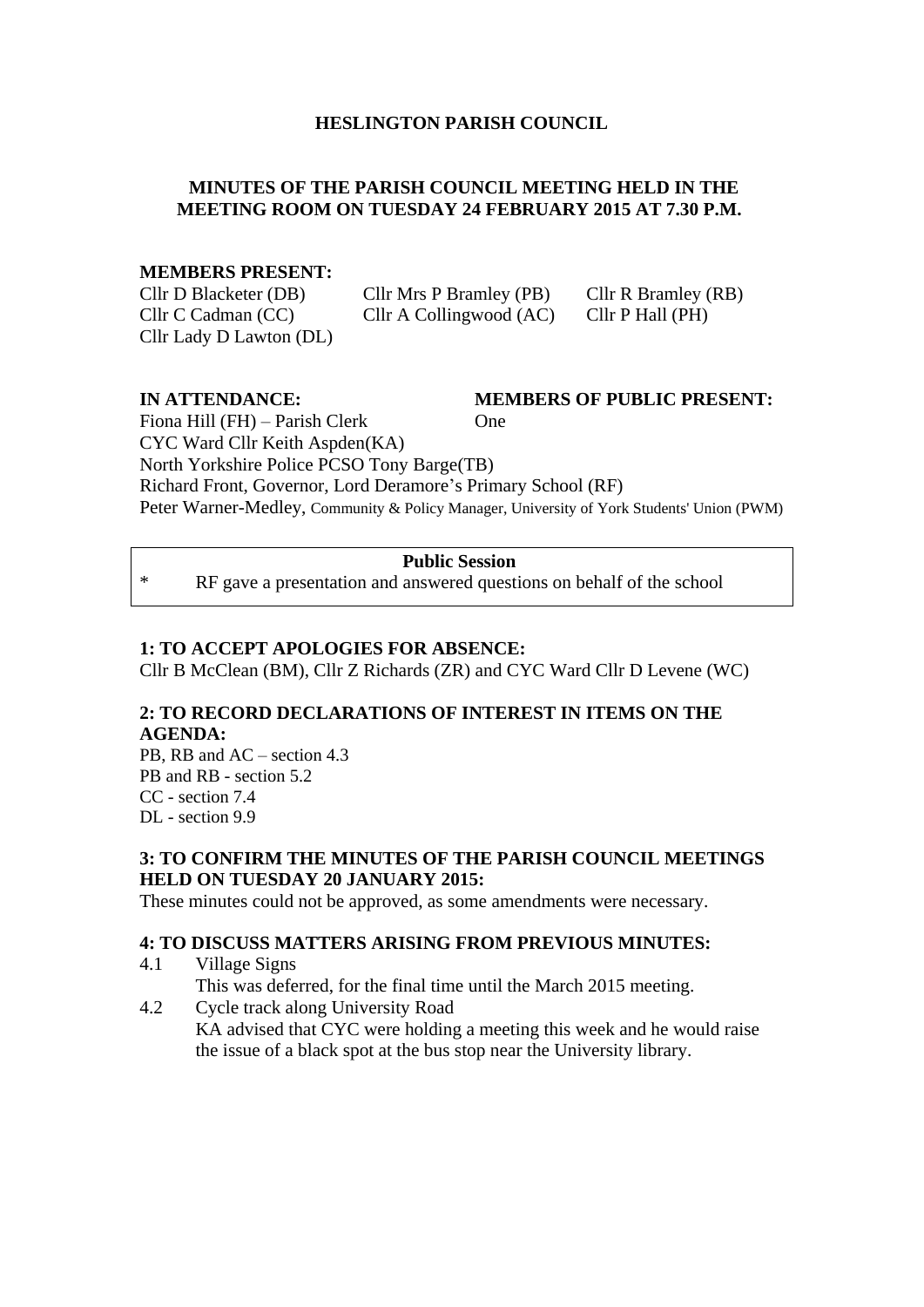# HESLINGTON PARISH COUNCIL

## MINUTES OF THE PARISH COUNCIL MEETING HELD IN THE MEETING ROOM ON TUESDAY 24 FEBRUARY 2015 AT 7.30 P.M.

**MEMBERS PRESENT:**

Cllr D Blacketer (DB)
Cllr Mrs P Bramley (PB)
Cllr R Bramley (RB)
Cllr C Cadman (CC)
Cllr A Collingwood (AC)
Cllr P Hall (PH)
Cllr Lady D Lawton (DL)

**IN ATTENDANCE:**

Fiona Hill (FH) – Parish Clerk
CYC Ward Cllr Keith Aspden(KA)
North Yorkshire Police PCSO Tony Barge(TB)
Richard Front, Governor, Lord Deramore's Primary School (RF)
Peter Warner-Medley, Community & Policy Manager, University of York Students' Union (PWM)

**MEMBERS OF PUBLIC PRESENT:**

One

**Public Session**

* RF gave a presentation and answered questions on behalf of the school

**1: TO ACCEPT APOLOGIES FOR ABSENCE:**

Cllr B McClean (BM), Cllr Z Richards (ZR) and CYC Ward Cllr D Levene (WC)

**2: TO RECORD DECLARATIONS OF INTEREST IN ITEMS ON THE AGENDA:**

PB, RB and AC – section 4.3
PB and RB - section 5.2
CC - section 7.4
DL - section 9.9

**3: TO CONFIRM THE MINUTES OF THE PARISH COUNCIL MEETINGS HELD ON TUESDAY 20 JANUARY 2015:**

These minutes could not be approved, as some amendments were necessary.

**4: TO DISCUSS MATTERS ARISING FROM PREVIOUS MINUTES:**

4.1 Village Signs
This was deferred, for the final time until the March 2015 meeting.

4.2 Cycle track along University Road
KA advised that CYC were holding a meeting this week and he would raise the issue of a black spot at the bus stop near the University library.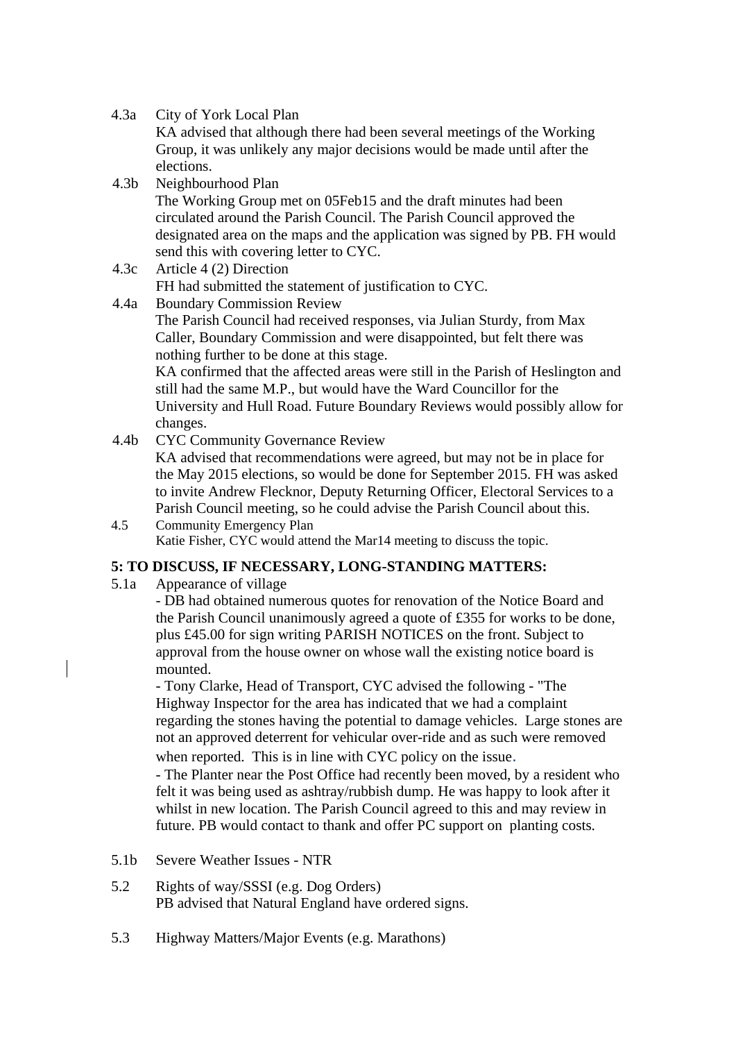4.3a City of York Local Plan
KA advised that although there had been several meetings of the Working Group, it was unlikely any major decisions would be made until after the elections.

4.3b Neighbourhood Plan
The Working Group met on 05Feb15 and the draft minutes had been circulated around the Parish Council. The Parish Council approved the designated area on the maps and the application was signed by PB. FH would send this with covering letter to CYC.

4.3c Article 4 (2) Direction
FH had submitted the statement of justification to CYC.

4.4a Boundary Commission Review
The Parish Council had received responses, via Julian Sturdy, from Max Caller, Boundary Commission and were disappointed, but felt there was nothing further to be done at this stage.
KA confirmed that the affected areas were still in the Parish of Heslington and still had the same M.P., but would have the Ward Councillor for the University and Hull Road. Future Boundary Reviews would possibly allow for changes.

4.4b CYC Community Governance Review
KA advised that recommendations were agreed, but may not be in place for the May 2015 elections, so would be done for September 2015. FH was asked to invite Andrew Flecknor, Deputy Returning Officer, Electoral Services to a Parish Council meeting, so he could advise the Parish Council about this.

4.5 Community Emergency Plan
Katie Fisher, CYC would attend the Mar14 meeting to discuss the topic.

**5: TO DISCUSS, IF NECESSARY, LONG-STANDING MATTERS:**

5.1a Appearance of village
- DB had obtained numerous quotes for renovation of the Notice Board and the Parish Council unanimously agreed a quote of £355 for works to be done, plus £45.00 for sign writing PARISH NOTICES on the front. Subject to approval from the house owner on whose wall the existing notice board is mounted.
- Tony Clarke, Head of Transport, CYC advised the following - "The Highway Inspector for the area has indicated that we had a complaint regarding the stones having the potential to damage vehicles. Large stones are not an approved deterrent for vehicular over-ride and as such were removed when reported. This is in line with CYC policy on the issue.
- The Planter near the Post Office had recently been moved, by a resident who felt it was being used as ashtray/rubbish dump. He was happy to look after it whilst in new location. The Parish Council agreed to this and may review in future. PB would contact to thank and offer PC support on planting costs.

5.1b Severe Weather Issues - NTR

5.2 Rights of way/SSSI (e.g. Dog Orders)
PB advised that Natural England have ordered signs.

5.3 Highway Matters/Major Events (e.g. Marathons)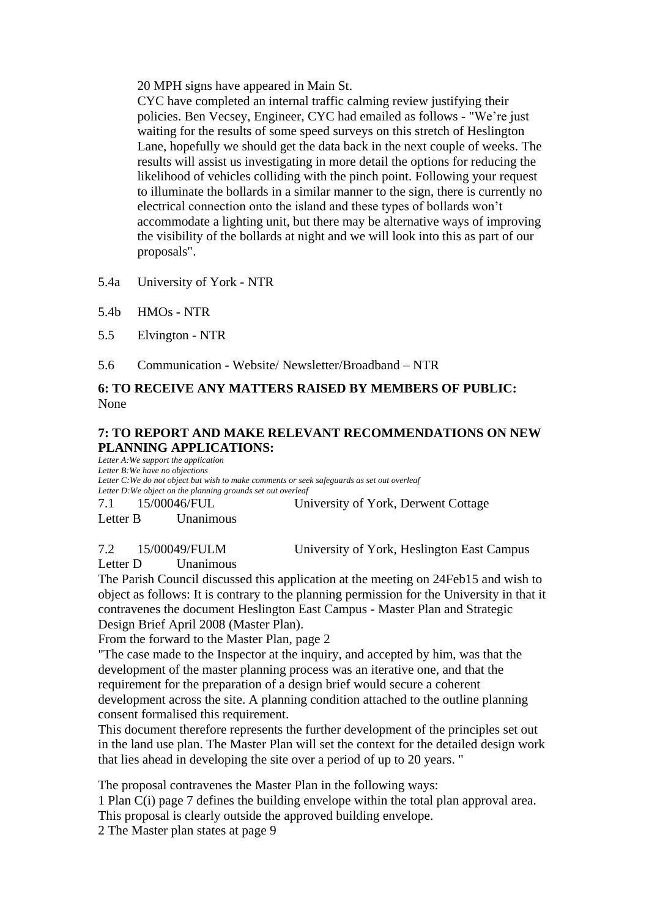20 MPH signs have appeared in Main St.

CYC have completed an internal traffic calming review justifying their policies. Ben Vecsey, Engineer, CYC had emailed as follows - "We're just waiting for the results of some speed surveys on this stretch of Heslington Lane, hopefully we should get the data back in the next couple of weeks. The results will assist us investigating in more detail the options for reducing the likelihood of vehicles colliding with the pinch point. Following your request to illuminate the bollards in a similar manner to the sign, there is currently no electrical connection onto the island and these types of bollards won't accommodate a lighting unit, but there may be alternative ways of improving the visibility of the bollards at night and we will look into this as part of our proposals".

5.4a University of York - NTR

5.4b HMOs - NTR

5.5 Elvington - NTR

5.6 Communication - Website/ Newsletter/Broadband – NTR

**6: TO RECEIVE ANY MATTERS RAISED BY MEMBERS OF PUBLIC:**
None

**7: TO REPORT AND MAKE RELEVANT RECOMMENDATIONS ON NEW PLANNING APPLICATIONS:**

*Letter A:We support the application*
*Letter B:We have no objections*
*Letter C:We do not object but wish to make comments or seek safeguards as set out overleaf*
*Letter D:We object on the planning grounds set out overleaf*

7.1 15/00046/FUL University of York, Derwent Cottage
Letter B Unanimous

7.2 15/00049/FULM University of York, Heslington East Campus
Letter D Unanimous

The Parish Council discussed this application at the meeting on 24Feb15 and wish to object as follows: It is contrary to the planning permission for the University in that it contravenes the document Heslington East Campus - Master Plan and Strategic Design Brief April 2008 (Master Plan).

From the forward to the Master Plan, page 2

"The case made to the Inspector at the inquiry, and accepted by him, was that the development of the master planning process was an iterative one, and that the requirement for the preparation of a design brief would secure a coherent development across the site. A planning condition attached to the outline planning consent formalised this requirement.

This document therefore represents the further development of the principles set out in the land use plan. The Master Plan will set the context for the detailed design work that lies ahead in developing the site over a period of up to 20 years. "

The proposal contravenes the Master Plan in the following ways:

1 Plan C(i) page 7 defines the building envelope within the total plan approval area. This proposal is clearly outside the approved building envelope.

2 The Master plan states at page 9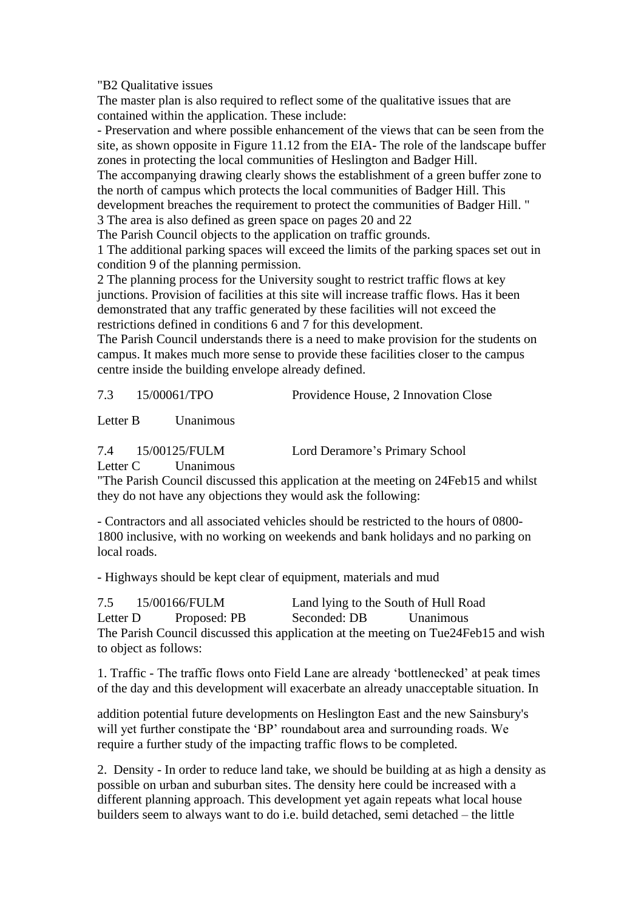"B2 Qualitative issues
The master plan is also required to reflect some of the qualitative issues that are contained within the application. These include:
- Preservation and where possible enhancement of the views that can be seen from the site, as shown opposite in Figure 11.12 from the EIA- The role of the landscape buffer zones in protecting the local communities of Heslington and Badger Hill.
The accompanying drawing clearly shows the establishment of a green buffer zone to the north of campus which protects the local communities of Badger Hill. This development breaches the requirement to protect the communities of Badger Hill. "
3 The area is also defined as green space on pages 20 and 22
The Parish Council objects to the application on traffic grounds.
1 The additional parking spaces will exceed the limits of the parking spaces set out in condition 9 of the planning permission.
2 The planning process for the University sought to restrict traffic flows at key junctions. Provision of facilities at this site will increase traffic flows. Has it been demonstrated that any traffic generated by these facilities will not exceed the restrictions defined in conditions 6 and 7 for this development.
The Parish Council understands there is a need to make provision for the students on campus. It makes much more sense to provide these facilities closer to the campus centre inside the building envelope already defined.

7.3 15/00061/TPO Providence House, 2 Innovation Close

Letter B Unanimous

7.4 15/00125/FULM Lord Deramore's Primary School
Letter C Unanimous
"The Parish Council discussed this application at the meeting on 24Feb15 and whilst they do not have any objections they would ask the following:

- Contractors and all associated vehicles should be restricted to the hours of 0800-1800 inclusive, with no working on weekends and bank holidays and no parking on local roads.

- Highways should be kept clear of equipment, materials and mud

7.5 15/00166/FULM Land lying to the South of Hull Road
Letter D Proposed: PB Seconded: DB Unanimous
The Parish Council discussed this application at the meeting on Tue24Feb15 and wish to object as follows:

1. Traffic - The traffic flows onto Field Lane are already 'bottlenecked' at peak times of the day and this development will exacerbate an already unacceptable situation. In addition potential future developments on Heslington East and the new Sainsbury's will yet further constipate the 'BP' roundabout area and surrounding roads. We require a further study of the impacting traffic flows to be completed.

2. Density - In order to reduce land take, we should be building at as high a density as possible on urban and suburban sites. The density here could be increased with a different planning approach. This development yet again repeats what local house builders seem to always want to do i.e. build detached, semi detached – the little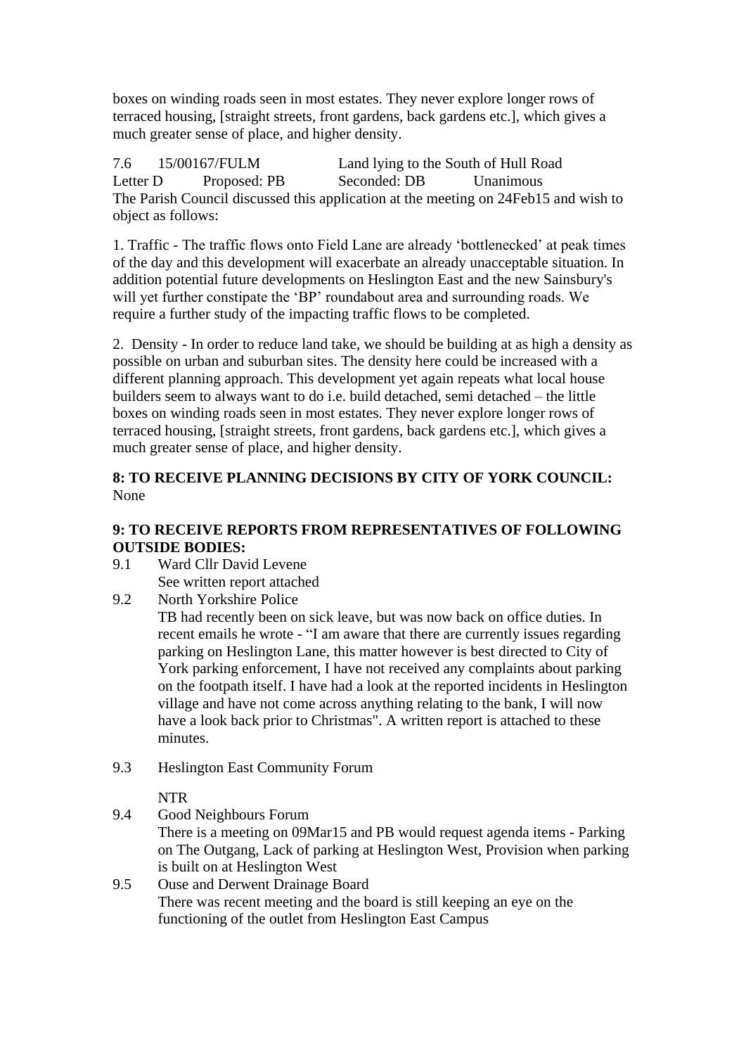boxes on winding roads seen in most estates. They never explore longer rows of terraced housing, [straight streets, front gardens, back gardens etc.], which gives a much greater sense of place, and higher density.

7.6 15/00167/FULM Land lying to the South of Hull Road
Letter D Proposed: PB Seconded: DB Unanimous
The Parish Council discussed this application at the meeting on 24Feb15 and wish to object as follows:

1. Traffic - The traffic flows onto Field Lane are already 'bottlenecked' at peak times of the day and this development will exacerbate an already unacceptable situation. In addition potential future developments on Heslington East and the new Sainsbury's will yet further constipate the 'BP' roundabout area and surrounding roads. We require a further study of the impacting traffic flows to be completed.

2. Density - In order to reduce land take, we should be building at as high a density as possible on urban and suburban sites. The density here could be increased with a different planning approach. This development yet again repeats what local house builders seem to always want to do i.e. build detached, semi detached – the little boxes on winding roads seen in most estates. They never explore longer rows of terraced housing, [straight streets, front gardens, back gardens etc.], which gives a much greater sense of place, and higher density.

**8: TO RECEIVE PLANNING DECISIONS BY CITY OF YORK COUNCIL:**
None

**9: TO RECEIVE REPORTS FROM REPRESENTATIVES OF FOLLOWING OUTSIDE BODIES:**

9.1 Ward Cllr David Levene
See written report attached

9.2 North Yorkshire Police
TB had recently been on sick leave, but was now back on office duties. In recent emails he wrote - "I am aware that there are currently issues regarding parking on Heslington Lane, this matter however is best directed to City of York parking enforcement, I have not received any complaints about parking on the footpath itself. I have had a look at the reported incidents in Heslington village and have not come across anything relating to the bank, I will now have a look back prior to Christmas". A written report is attached to these minutes.

9.3 Heslington East Community Forum

NTR

9.4 Good Neighbours Forum
There is a meeting on 09Mar15 and PB would request agenda items - Parking on The Outgang, Lack of parking at Heslington West, Provision when parking is built on at Heslington West

9.5 Ouse and Derwent Drainage Board
There was recent meeting and the board is still keeping an eye on the functioning of the outlet from Heslington East Campus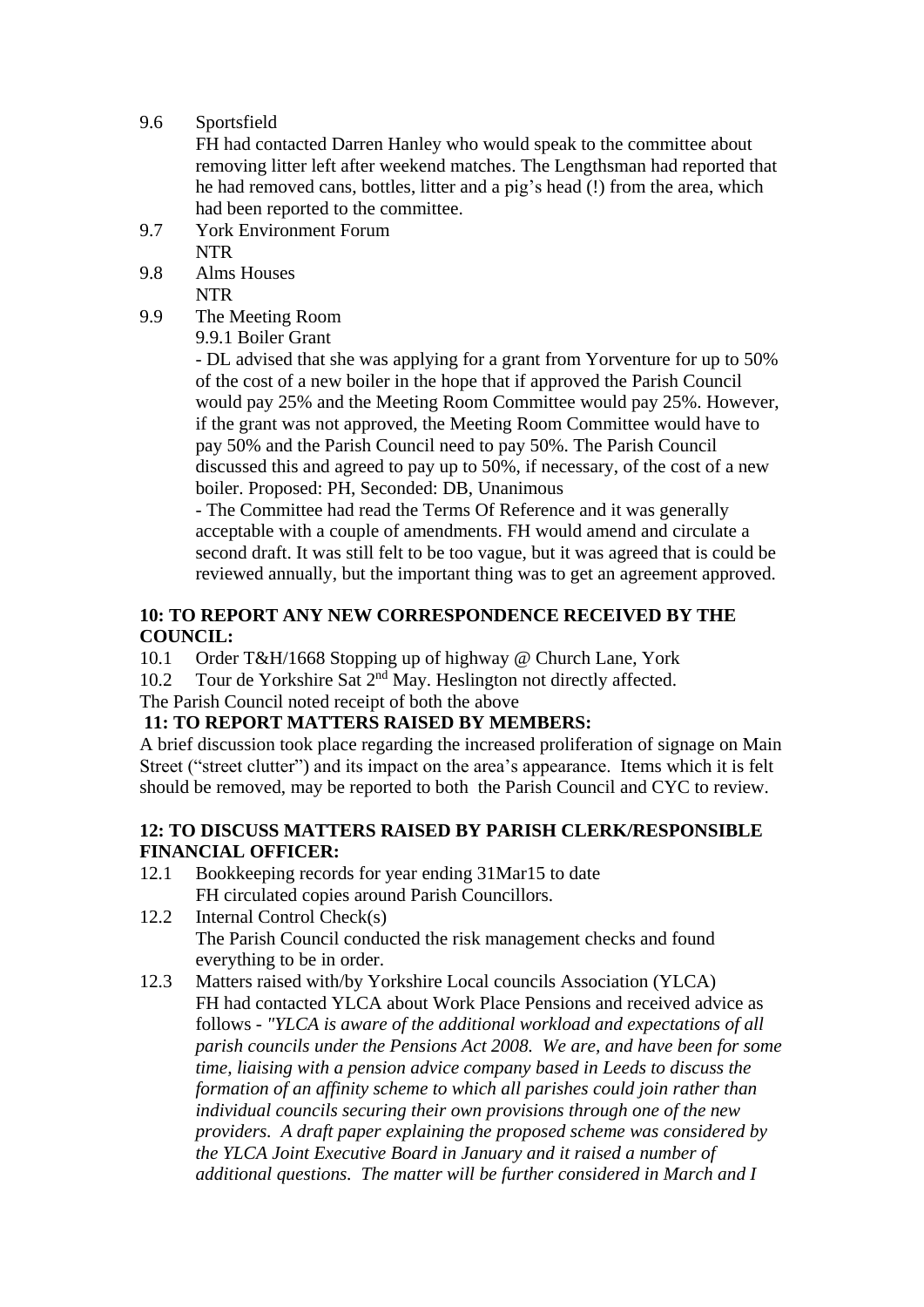9.6 Sportsfield

FH had contacted Darren Hanley who would speak to the committee about removing litter left after weekend matches. The Lengthsman had reported that he had removed cans, bottles, litter and a pig's head (!) from the area, which had been reported to the committee.

9.7 York Environment Forum

NTR

9.8 Alms Houses

NTR

9.9 The Meeting Room

9.9.1 Boiler Grant

- DL advised that she was applying for a grant from Yorventure for up to 50% of the cost of a new boiler in the hope that if approved the Parish Council would pay 25% and the Meeting Room Committee would pay 25%. However, if the grant was not approved, the Meeting Room Committee would have to pay 50% and the Parish Council need to pay 50%. The Parish Council discussed this and agreed to pay up to 50%, if necessary, of the cost of a new boiler. Proposed: PH, Seconded: DB, Unanimous

- The Committee had read the Terms Of Reference and it was generally acceptable with a couple of amendments. FH would amend and circulate a second draft. It was still felt to be too vague, but it was agreed that is could be reviewed annually, but the important thing was to get an agreement approved.

**10: TO REPORT ANY NEW CORRESPONDENCE RECEIVED BY THE COUNCIL:**

10.1 Order T&H/1668 Stopping up of highway @ Church Lane, York

10.2 Tour de Yorkshire Sat 2nd May. Heslington not directly affected.

The Parish Council noted receipt of both the above

**11: TO REPORT MATTERS RAISED BY MEMBERS:**

A brief discussion took place regarding the increased proliferation of signage on Main Street ("street clutter") and its impact on the area's appearance. Items which it is felt should be removed, may be reported to both the Parish Council and CYC to review.

**12: TO DISCUSS MATTERS RAISED BY PARISH CLERK/RESPONSIBLE FINANCIAL OFFICER:**

12.1 Bookkeeping records for year ending 31Mar15 to date

FH circulated copies around Parish Councillors.

12.2 Internal Control Check(s)

The Parish Council conducted the risk management checks and found everything to be in order.

12.3 Matters raised with/by Yorkshire Local councils Association (YLCA)

FH had contacted YLCA about Work Place Pensions and received advice as follows - *"YLCA is aware of the additional workload and expectations of all parish councils under the Pensions Act 2008. We are, and have been for some time, liaising with a pension advice company based in Leeds to discuss the formation of an affinity scheme to which all parishes could join rather than individual councils securing their own provisions through one of the new providers. A draft paper explaining the proposed scheme was considered by the YLCA Joint Executive Board in January and it raised a number of additional questions. The matter will be further considered in March and I*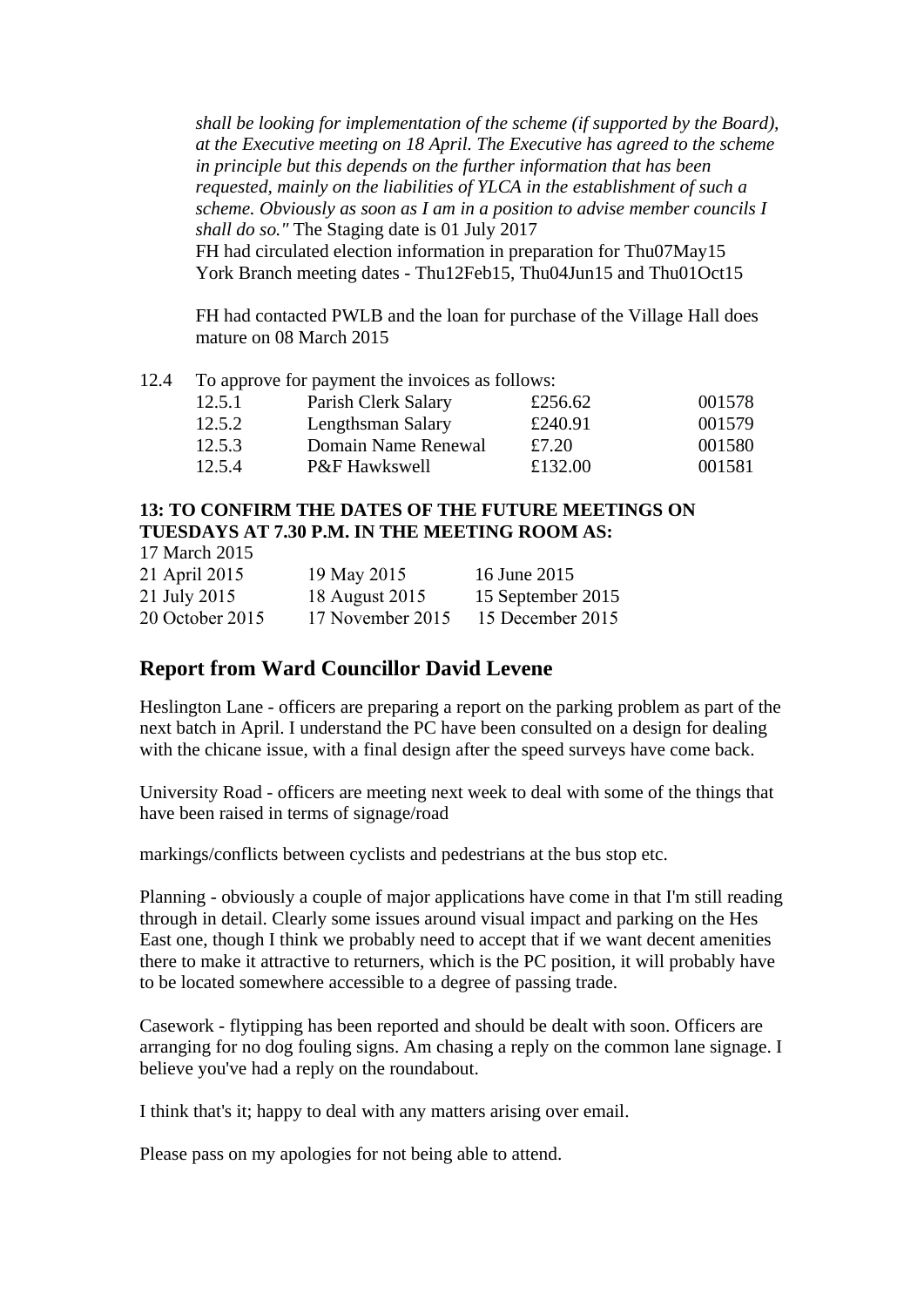*shall be looking for implementation of the scheme (if supported by the Board), at the Executive meeting on 18 April. The Executive has agreed to the scheme in principle but this depends on the further information that has been requested, mainly on the liabilities of YLCA in the establishment of such a scheme. Obviously as soon as I am in a position to advise member councils I shall do so."* The Staging date is 01 July 2017
FH had circulated election information in preparation for Thu07May15
York Branch meeting dates - Thu12Feb15, Thu04Jun15 and Thu01Oct15

FH had contacted PWLB and the loan for purchase of the Village Hall does mature on 08 March 2015

12.4 To approve for payment the invoices as follows:

| | | | |
|---|---|---|---|
| 12.5.1 | Parish Clerk Salary | £256.62 | 001578 |
| 12.5.2 | Lengthsman Salary | £240.91 | 001579 |
| 12.5.3 | Domain Name Renewal | £7.20 | 001580 |
| 12.5.4 | P&F Hawkswell | £132.00 | 001581 |

**13: TO CONFIRM THE DATES OF THE FUTURE MEETINGS ON TUESDAYS AT 7.30 P.M. IN THE MEETING ROOM AS:**

| | | |
|---|---|---|
| 17 March 2015 | | |
| 21 April 2015 | 19 May 2015 | 16 June 2015 |
| 21 July 2015 | 18 August 2015 | 15 September 2015 |
| 20 October 2015 | 17 November 2015 | 15 December 2015 |

## Report from Ward Councillor David Levene

Heslington Lane - officers are preparing a report on the parking problem as part of the next batch in April. I understand the PC have been consulted on a design for dealing with the chicane issue, with a final design after the speed surveys have come back.

University Road - officers are meeting next week to deal with some of the things that have been raised in terms of signage/road

markings/conflicts between cyclists and pedestrians at the bus stop etc.

Planning - obviously a couple of major applications have come in that I'm still reading through in detail. Clearly some issues around visual impact and parking on the Hes East one, though I think we probably need to accept that if we want decent amenities there to make it attractive to returners, which is the PC position, it will probably have to be located somewhere accessible to a degree of passing trade.

Casework - flytipping has been reported and should be dealt with soon. Officers are arranging for no dog fouling signs. Am chasing a reply on the common lane signage. I believe you've had a reply on the roundabout.

I think that's it; happy to deal with any matters arising over email.

Please pass on my apologies for not being able to attend.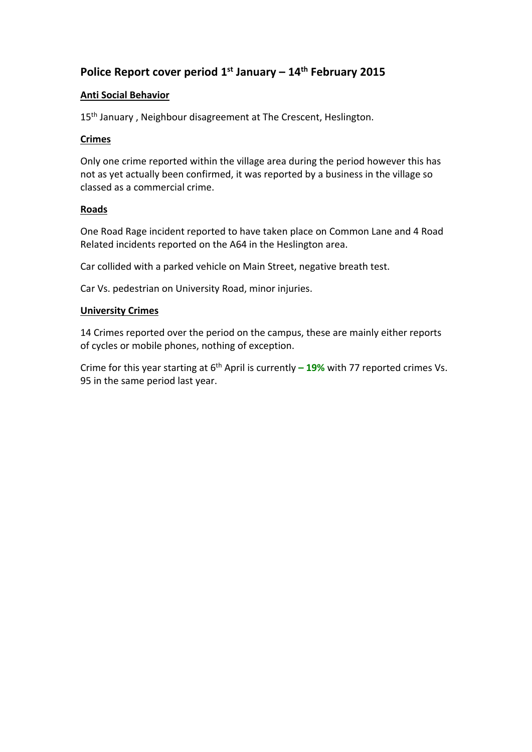## Police Report cover period 1st January – 14th February 2015

### Anti Social Behavior

15th January , Neighbour disagreement at The Crescent, Heslington.

### Crimes

Only one crime reported within the village area during the period however this has not as yet actually been confirmed, it was reported by a business in the village so classed as a commercial crime.

### Roads

One Road Rage incident reported to have taken place on Common Lane and 4 Road Related incidents reported on the A64 in the Heslington area.

Car collided with a parked vehicle on Main Street, negative breath test.

Car Vs. pedestrian on University Road, minor injuries.

### University Crimes

14 Crimes reported over the period on the campus, these are mainly either reports of cycles or mobile phones, nothing of exception.

Crime for this year starting at 6th April is currently **– 19%** with 77 reported crimes Vs. 95 in the same period last year.